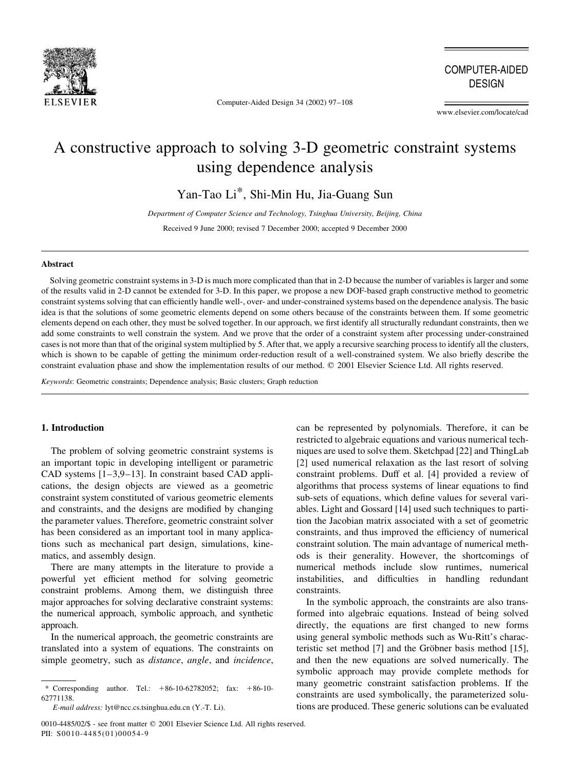# A constructive approach to solving 3-D geometric constraint systems using dependence analysis

Yan-Tao Li*, Shi-Min Hu, Jia-Guang Sun

*Department of Computer Science and Technology, Tsinghua University, Beijing, China*

Received 9 June 2000; revised 7 December 2000; accepted 9 December 2000

## Abstract

Solving geometric constraint systems in 3-D is much more complicated than that in 2-D because the number of variables is larger and some of the results valid in 2-D cannot be extended for 3-D. In this paper, we propose a new DOF-based graph constructive method to geometric constraint systems solving that can efficiently handle well-, over- and under-constrained systems based on the dependence analysis. The basic idea is that the solutions of some geometric elements depend on some others because of the constraints between them. If some geometric elements depend on each other, they must be solved together. In our approach, we first identify all structurally redundant constraints, then we add some constraints to well constrain the system. And we prove that the order of a constraint system after processing under-constrained cases is not more than that of the original system multiplied by 5. After that, we apply a recursive searching process to identify all the clusters, which is shown to be capable of getting the minimum order-reduction result of a well-constrained system. We also briefly describe the constraint evaluation phase and show the implementation results of our method. © 2001 Elsevier Science Ltd. All rights reserved.

*Keywords*: Geometric constraints; Dependence analysis; Basic clusters; Graph reduction

## 1. Introduction

The problem of solving geometric constraint systems is an important topic in developing intelligent or parametric CAD systems [1–3,9–13]. In constraint based CAD applications, the design objects are viewed as a geometric constraint system constituted of various geometric elements and constraints, and the designs are modified by changing the parameter values. Therefore, geometric constraint solver has been considered as an important tool in many applications such as mechanical part design, simulations, kinematics, and assembly design.

There are many attempts in the literature to provide a powerful yet efficient method for solving geometric constraint problems. Among them, we distinguish three major approaches for solving declarative constraint systems: the numerical approach, symbolic approach, and synthetic approach.

In the numerical approach, the geometric constraints are translated into a system of equations. The constraints on simple geometry, such as *distance*, *angle*, and *incidence*, can be represented by polynomials. Therefore, it can be restricted to algebraic equations and various numerical techniques are used to solve them. Sketchpad [22] and ThingLab [2] used numerical relaxation as the last resort of solving constraint problems. Duff et al. [4] provided a review of algorithms that process systems of linear equations to find sub-sets of equations, which define values for several variables. Light and Gossard [14] used such techniques to partition the Jacobian matrix associated with a set of geometric constraints, and thus improved the efficiency of numerical constraint solution. The main advantage of numerical methods is their generality. However, the shortcomings of numerical methods include slow runtimes, numerical instabilities, and difficulties in handling redundant constraints.

In the symbolic approach, the constraints are also transformed into algebraic equations. Instead of being solved directly, the equations are first changed to new forms using general symbolic methods such as Wu-Ritt's characteristic set method [7] and the Gröbner basis method [15], and then the new equations are solved numerically. The symbolic approach may provide complete methods for many geometric constraint satisfaction problems. If the constraints are used symbolically, the parameterized solutions are produced. These generic solutions can be evaluated

* Corresponding author. Tel.: +86-10-62782052; fax: +86-10-62771138.

*E-mail address:* lyt@ncc.cs.tsinghua.edu.cn (Y.-T. Li).

0010-4485/02/$ - see front matter © 2001 Elsevier Science Ltd. All rights reserved.
PII: S0010-4485(01)00054-9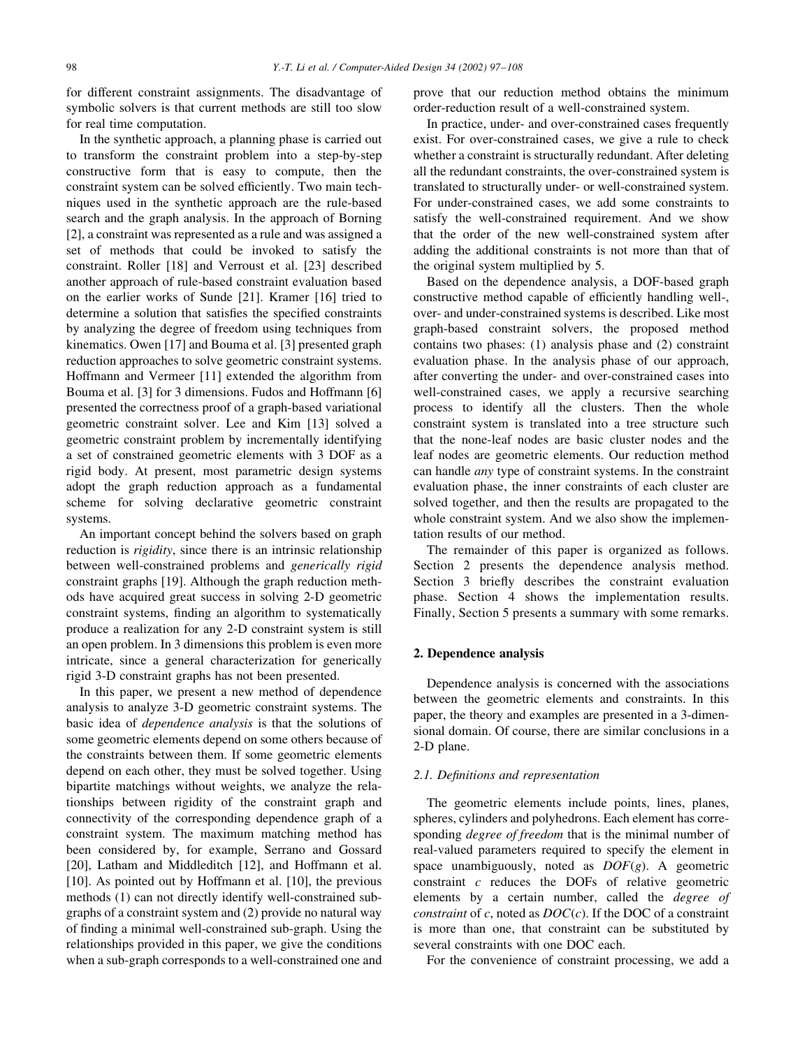for different constraint assignments. The disadvantage of symbolic solvers is that current methods are still too slow for real time computation.

In the synthetic approach, a planning phase is carried out to transform the constraint problem into a step-by-step constructive form that is easy to compute, then the constraint system can be solved efficiently. Two main techniques used in the synthetic approach are the rule-based search and the graph analysis. In the approach of Borning [2], a constraint was represented as a rule and was assigned a set of methods that could be invoked to satisfy the constraint. Roller [18] and Verroust et al. [23] described another approach of rule-based constraint evaluation based on the earlier works of Sunde [21]. Kramer [16] tried to determine a solution that satisfies the specified constraints by analyzing the degree of freedom using techniques from kinematics. Owen [17] and Bouma et al. [3] presented graph reduction approaches to solve geometric constraint systems. Hoffmann and Vermeer [11] extended the algorithm from Bouma et al. [3] for 3 dimensions. Fudos and Hoffmann [6] presented the correctness proof of a graph-based variational geometric constraint solver. Lee and Kim [13] solved a geometric constraint problem by incrementally identifying a set of constrained geometric elements with 3 DOF as a rigid body. At present, most parametric design systems adopt the graph reduction approach as a fundamental scheme for solving declarative geometric constraint systems.

An important concept behind the solvers based on graph reduction is *rigidity*, since there is an intrinsic relationship between well-constrained problems and *generically rigid* constraint graphs [19]. Although the graph reduction methods have acquired great success in solving 2-D geometric constraint systems, finding an algorithm to systematically produce a realization for any 2-D constraint system is still an open problem. In 3 dimensions this problem is even more intricate, since a general characterization for generically rigid 3-D constraint graphs has not been presented.

In this paper, we present a new method of dependence analysis to analyze 3-D geometric constraint systems. The basic idea of *dependence analysis* is that the solutions of some geometric elements depend on some others because of the constraints between them. If some geometric elements depend on each other, they must be solved together. Using bipartite matchings without weights, we analyze the relationships between rigidity of the constraint graph and connectivity of the corresponding dependence graph of a constraint system. The maximum matching method has been considered by, for example, Serrano and Gossard [20], Latham and Middleditch [12], and Hoffmann et al. [10]. As pointed out by Hoffmann et al. [10], the previous methods (1) can not directly identify well-constrained sub-graphs of a constraint system and (2) provide no natural way of finding a minimal well-constrained sub-graph. Using the relationships provided in this paper, we give the conditions when a sub-graph corresponds to a well-constrained one and prove that our reduction method obtains the minimum order-reduction result of a well-constrained system.

In practice, under- and over-constrained cases frequently exist. For over-constrained cases, we give a rule to check whether a constraint is structurally redundant. After deleting all the redundant constraints, the over-constrained system is translated to structurally under- or well-constrained system. For under-constrained cases, we add some constraints to satisfy the well-constrained requirement. And we show that the order of the new well-constrained system after adding the additional constraints is not more than that of the original system multiplied by 5.

Based on the dependence analysis, a DOF-based graph constructive method capable of efficiently handling well-, over- and under-constrained systems is described. Like most graph-based constraint solvers, the proposed method contains two phases: (1) analysis phase and (2) constraint evaluation phase. In the analysis phase of our approach, after converting the under- and over-constrained cases into well-constrained cases, we apply a recursive searching process to identify all the clusters. Then the whole constraint system is translated into a tree structure such that the none-leaf nodes are basic cluster nodes and the leaf nodes are geometric elements. Our reduction method can handle *any* type of constraint systems. In the constraint evaluation phase, the inner constraints of each cluster are solved together, and then the results are propagated to the whole constraint system. And we also show the implementation results of our method.

The remainder of this paper is organized as follows. Section 2 presents the dependence analysis method. Section 3 briefly describes the constraint evaluation phase. Section 4 shows the implementation results. Finally, Section 5 presents a summary with some remarks.

## 2. Dependence analysis

Dependence analysis is concerned with the associations between the geometric elements and constraints. In this paper, the theory and examples are presented in a 3-dimensional domain. Of course, there are similar conclusions in a 2-D plane.

### 2.1. Definitions and representation

The geometric elements include points, lines, planes, spheres, cylinders and polyhedrons. Each element has corresponding *degree of freedom* that is the minimal number of real-valued parameters required to specify the element in space unambiguously, noted as $DOF(g)$. A geometric constraint $c$ reduces the DOFs of relative geometric elements by a certain number, called the *degree of constraint* of $c$, noted as $DOC(c)$. If the DOC of a constraint is more than one, that constraint can be substituted by several constraints with one DOC each.

For the convenience of constraint processing, we add a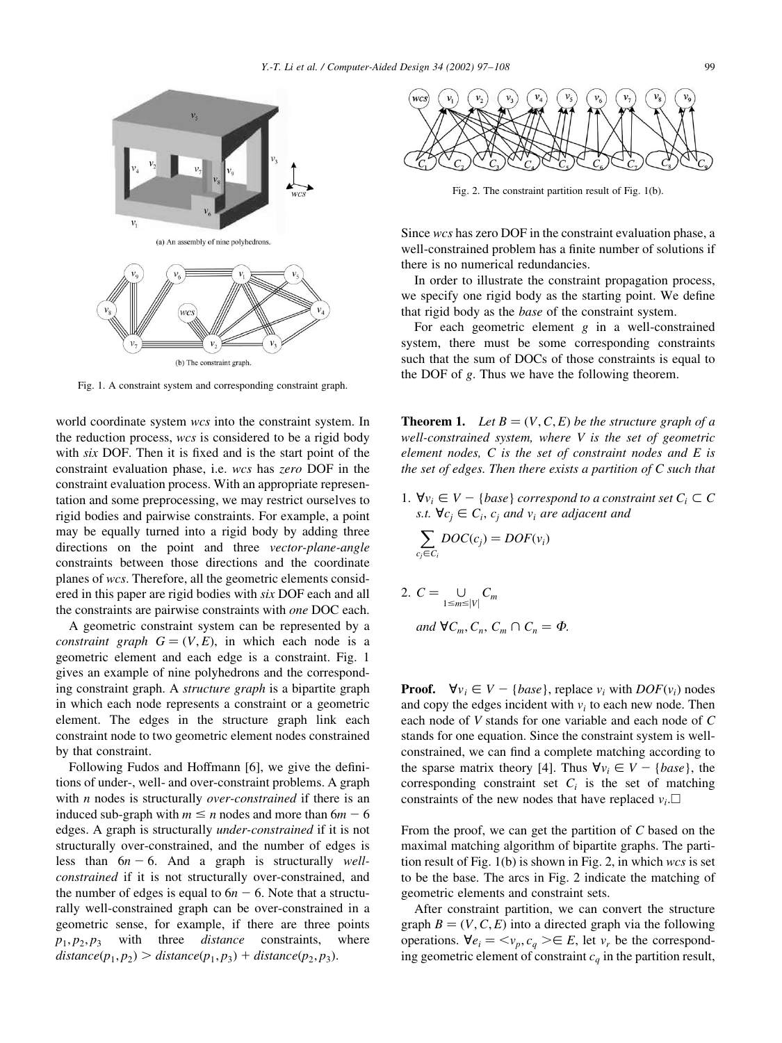(a) An assembly of nine polyhedrons.

(b) The constraint graph.

Fig. 1. A constraint system and corresponding constraint graph.

world coordinate system *wcs* into the constraint system. In the reduction process, *wcs* is considered to be a rigid body with *six* DOF. Then it is fixed and is the start point of the constraint evaluation phase, i.e. *wcs* has *zero* DOF in the constraint evaluation process. With an appropriate representation and some preprocessing, we may restrict ourselves to rigid bodies and pairwise constraints. For example, a point may be equally turned into a rigid body by adding three directions on the point and three *vector-plane-angle* constraints between those directions and the coordinate planes of *wcs*. Therefore, all the geometric elements considered in this paper are rigid bodies with *six* DOF each and all the constraints are pairwise constraints with *one* DOC each.

A geometric constraint system can be represented by a *constraint graph* $G = (V, E)$, in which each node is a geometric element and each edge is a constraint. Fig. 1 gives an example of nine polyhedrons and the corresponding constraint graph. A *structure graph* is a bipartite graph in which each node represents a constraint or a geometric element. The edges in the structure graph link each constraint node to two geometric element nodes constrained by that constraint.

Following Fudos and Hoffmann [6], we give the definitions of under-, well- and over-constraint problems. A graph with $n$ nodes is structurally *over-constrained* if there is an induced sub-graph with $m \leq n$ nodes and more than $6m - 6$ edges. A graph is structurally *under-constrained* if it is not structurally over-constrained, and the number of edges is less than $6n - 6$. And a graph is structurally *well-constrained* if it is not structurally over-constrained, and the number of edges is equal to $6n - 6$. Note that a structurally well-constrained graph can be over-constrained in a geometric sense, for example, if there are three points $p_1, p_2, p_3$ with three *distance* constraints, where $distance(p_1, p_2) > distance(p_1, p_3) + distance(p_2, p_3)$.

Fig. 2. The constraint partition result of Fig. 1(b).

Since *wcs* has zero DOF in the constraint evaluation phase, a well-constrained problem has a finite number of solutions if there is no numerical redundancies.

In order to illustrate the constraint propagation process, we specify one rigid body as the starting point. We define that rigid body as the *base* of the constraint system.

For each geometric element $g$ in a well-constrained system, there must be some corresponding constraints such that the sum of DOCs of those constraints is equal to the DOF of $g$. Thus we have the following theorem.

**Theorem 1.** *Let $B = (V, C, E)$ be the structure graph of a well-constrained system, where $V$ is the set of geometric element nodes, $C$ is the set of constraint nodes and $E$ is the set of edges. Then there exists a partition of $C$ such that*

1. *$\forall v_i \in V - \{base\}$ correspond to a constraint set $C_i \subset C$ s.t. $\forall c_j \in C_i$, $c_j$ and $v_i$ are adjacent and*

$$\sum_{c_j \in C_i} DOC(c_j) = DOF(v_i)$$

2. *$C = \bigcup_{1 \leq m \leq |V|} C_m$*

   *and $\forall C_m, C_n$, $C_m \cap C_n = \Phi$.*

**Proof.** $\forall v_i \in V - \{base\}$, replace $v_i$ with $DOF(v_i)$ nodes and copy the edges incident with $v_i$ to each new node. Then each node of $V$ stands for one variable and each node of $C$ stands for one equation. Since the constraint system is well-constrained, we can find a complete matching according to the sparse matrix theory [4]. Thus $\forall v_i \in V - \{base\}$, the corresponding constraint set $C_i$ is the set of matching constraints of the new nodes that have replaced $v_i$. □

From the proof, we can get the partition of $C$ based on the maximal matching algorithm of bipartite graphs. The partition result of Fig. 1(b) is shown in Fig. 2, in which *wcs* is set to be the base. The arcs in Fig. 2 indicate the matching of geometric elements and constraint sets.

After constraint partition, we can convert the structure graph $B = (V, C, E)$ into a directed graph via the following operations. $\forall e_i = \langle v_p, c_q \rangle \in E$, let $v_r$ be the corresponding geometric element of constraint $c_q$ in the partition result,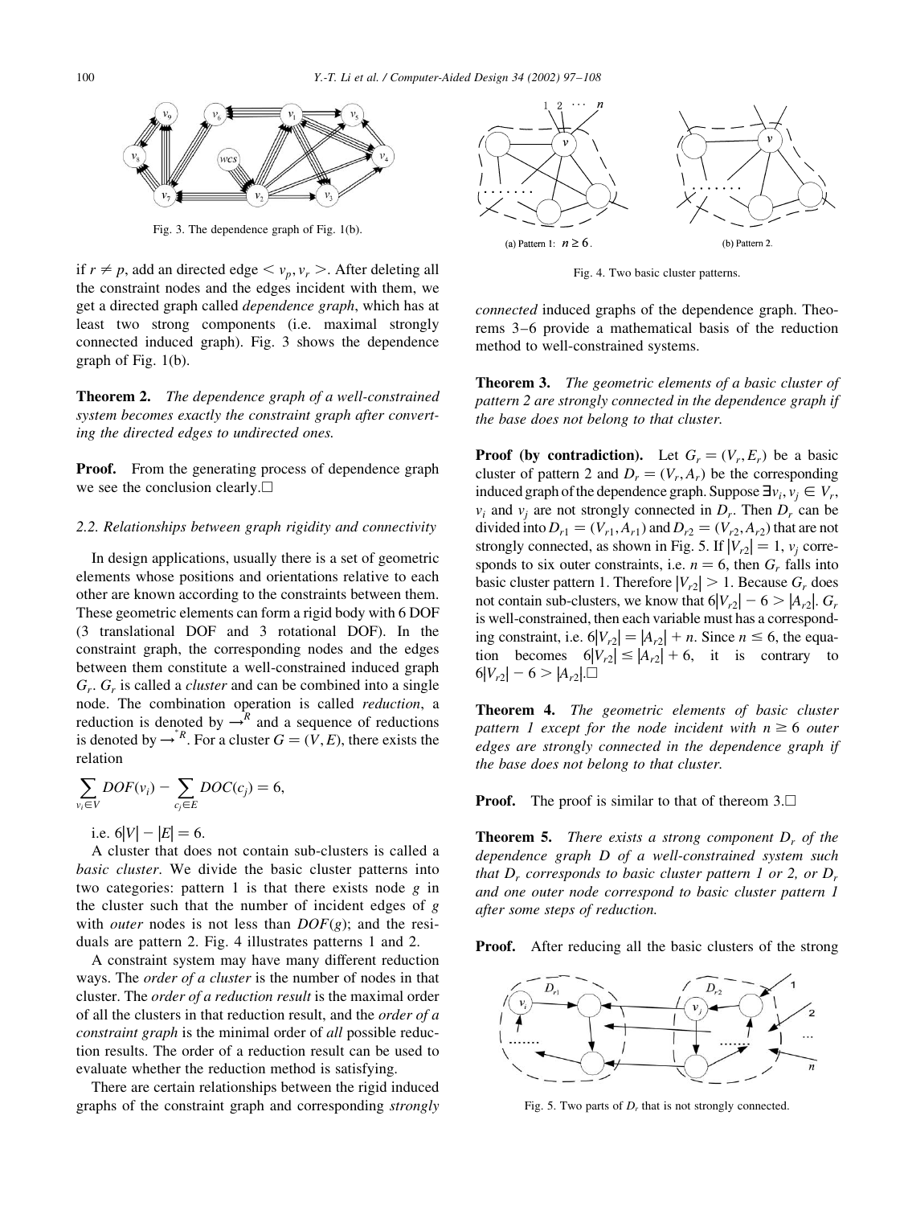Fig. 3. The dependence graph of Fig. 1(b).

if $r \neq p$, add an directed edge $< v_p, v_r >$. After deleting all the constraint nodes and the edges incident with them, we get a directed graph called *dependence graph*, which has at least two strong components (i.e. maximal strongly connected induced graph). Fig. 3 shows the dependence graph of Fig. 1(b).

**Theorem 2.** *The dependence graph of a well-constrained system becomes exactly the constraint graph after converting the directed edges to undirected ones.*

**Proof.** From the generating process of dependence graph we see the conclusion clearly.□

### 2.2. Relationships between graph rigidity and connectivity

In design applications, usually there is a set of geometric elements whose positions and orientations relative to each other are known according to the constraints between them. These geometric elements can form a rigid body with 6 DOF (3 translational DOF and 3 rotational DOF). In the constraint graph, the corresponding nodes and the edges between them constitute a well-constrained induced graph $G_r$. $G_r$ is called a *cluster* and can be combined into a single node. The combination operation is called *reduction*, a reduction is denoted by $\rightarrow^R$ and a sequence of reductions is denoted by $\rightarrow^{*R}$. For a cluster $G = (V, E)$, there exists the relation

$$\sum_{v_i \in V} DOF(v_i) - \sum_{c_j \in E} DOC(c_j) = 6,$$

i.e. $6|V| - |E| = 6$.

A cluster that does not contain sub-clusters is called a *basic cluster*. We divide the basic cluster patterns into two categories: pattern 1 is that there exists node $g$ in the cluster such that the number of incident edges of $g$ with *outer* nodes is not less than $DOF(g)$; and the residuals are pattern 2. Fig. 4 illustrates patterns 1 and 2.

A constraint system may have many different reduction ways. The *order of a cluster* is the number of nodes in that cluster. The *order of a reduction result* is the maximal order of all the clusters in that reduction result, and the *order of a constraint graph* is the minimal order of *all* possible reduction results. The order of a reduction result can be used to evaluate whether the reduction method is satisfying.

There are certain relationships between the rigid induced graphs of the constraint graph and corresponding *strongly connected* induced graphs of the dependence graph. Theorems 3–6 provide a mathematical basis of the reduction method to well-constrained systems.

(a) Pattern 1: $n \geq 6$. (b) Pattern 2.

Fig. 4. Two basic cluster patterns.

**Theorem 3.** *The geometric elements of a basic cluster of pattern 2 are strongly connected in the dependence graph if the base does not belong to that cluster.*

**Proof (by contradiction).** Let $G_r = (V_r, E_r)$ be a basic cluster of pattern 2 and $D_r = (V_r, A_r)$ be the corresponding induced graph of the dependence graph. Suppose $\exists v_i, v_j \in V_r$, $v_i$ and $v_j$ are not strongly connected in $D_r$. Then $D_r$ can be divided into $D_{r1} = (V_{r1}, A_{r1})$ and $D_{r2} = (V_{r2}, A_{r2})$ that are not strongly connected, as shown in Fig. 5. If $|V_{r2}| = 1$, $v_j$ corresponds to six outer constraints, i.e. $n = 6$, then $G_r$ falls into basic cluster pattern 1. Therefore $|V_{r2}| > 1$. Because $G_r$ does not contain sub-clusters, we know that $6|V_{r2}| - 6 > |A_{r2}|$. $G_r$ is well-constrained, then each variable must has a corresponding constraint, i.e. $6|V_{r2}| = |A_{r2}| + n$. Since $n \leq 6$, the equation becomes $6|V_{r2}| \leq |A_{r2}| + 6$, it is contrary to $6|V_{r2}| - 6 > |A_{r2}|$.□

**Theorem 4.** *The geometric elements of basic cluster pattern 1 except for the node incident with $n \geq 6$ outer edges are strongly connected in the dependence graph if the base does not belong to that cluster.*

**Proof.** The proof is similar to that of thereom 3.□

**Theorem 5.** *There exists a strong component $D_r$ of the dependence graph $D$ of a well-constrained system such that $D_r$ corresponds to basic cluster pattern 1 or 2, or $D_r$ and one outer node correspond to basic cluster pattern 1 after some steps of reduction.*

**Proof.** After reducing all the basic clusters of the strong

Fig. 5. Two parts of $D_r$ that is not strongly connected.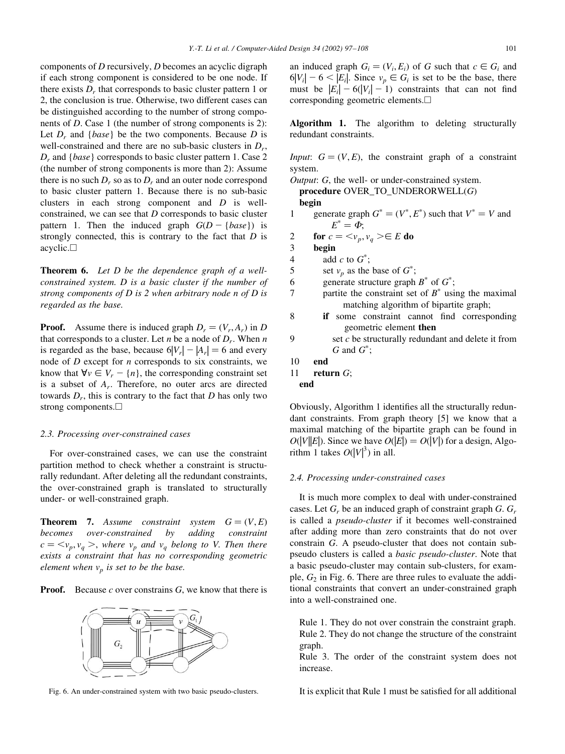components of $D$ recursively, $D$ becomes an acyclic digraph if each strong component is considered to be one node. If there exists $D_r$ that corresponds to basic cluster pattern 1 or 2, the conclusion is true. Otherwise, two different cases can be distinguished according to the number of strong components of $D$. Case 1 (the number of strong components is 2): Let $D_r$ and $\{base\}$ be the two components. Because $D$ is well-constrained and there are no sub-basic clusters in $D_r$, $D_r$ and $\{base\}$ corresponds to basic cluster pattern 1. Case 2 (the number of strong components is more than 2): Assume there is no such $D_r$ so as to $D_r$ and an outer node correspond to basic cluster pattern 1. Because there is no sub-basic clusters in each strong component and $D$ is well-constrained, we can see that $D$ corresponds to basic cluster pattern 1. Then the induced graph $G(D - \{base\})$ is strongly connected, this is contrary to the fact that $D$ is acyclic.□

**Theorem 6.** *Let $D$ be the dependence graph of a well-constrained system. $D$ is a basic cluster if the number of strong components of $D$ is 2 when arbitrary node $n$ of $D$ is regarded as the base.*

**Proof.** Assume there is induced graph $D_r = (V_r, A_r)$ in $D$ that corresponds to a cluster. Let $n$ be a node of $D_r$. When $n$ is regarded as the base, because $6|V_r| - |A_r| = 6$ and every node of $D$ except for $n$ corresponds to six constraints, we know that $\forall v \in V_r - \{n\}$, the corresponding constraint set is a subset of $A_r$. Therefore, no outer arcs are directed towards $D_r$, this is contrary to the fact that $D$ has only two strong components.□

### 2.3. Processing over-constrained cases

For over-constrained cases, we can use the constraint partition method to check whether a constraint is structurally redundant. After deleting all the redundant constraints, the over-constrained graph is translated to structurally under- or well-constrained graph.

**Theorem 7.** *Assume constraint system $G = (V, E)$ becomes over-constrained by adding constraint $c = <v_p, v_q>$, where $v_p$ and $v_q$ belong to $V$. Then there exists a constraint that has no corresponding geometric element when $v_p$ is set to be the base.*

**Proof.** Because $c$ over constrains $G$, we know that there is an induced graph $G_i = (V_i, E_i)$ of $G$ such that $c \in G_i$ and $6|V_i| - 6 < |E_i|$. Since $v_p \in G_i$ is set to be the base, there must be $|E_i| - 6(|V_i| - 1)$ constraints that can not find corresponding geometric elements.□

Fig. 6. An under-constrained system with two basic pseudo-clusters.

**Algorithm 1.** The algorithm to deleting structurally redundant constraints.

*Input*: $G = (V, E)$, the constraint graph of a constraint system.
*Output*: $G$, the well- or under-constrained system.

```
   procedure OVER_TO_UNDERORWELL(G)
   begin
1     generate graph G* = (V*, E*) such that V* = V and E* = Φ;
2     for c = <v_p, v_q> ∈ E do
3     begin
4        add c to G*;
5        set v_p as the base of G*;
6        generate structure graph B* of G*;
7        partite the constraint set of B* using the maximal
            matching algorithm of bipartite graph;
8        if some constraint cannot find corresponding
            geometric element then
9           set c be structurally redundant and delete it from
            G and G*;
10    end
11    return G;
   end
```

Obviously, Algorithm 1 identifies all the structurally redundant constraints. From graph theory [5] we know that a maximal matching of the bipartite graph can be found in $O(|V||E|)$. Since we have $O(|E|) = O(|V|)$ for a design, Algorithm 1 takes $O(|V|^3)$ in all.

### 2.4. Processing under-constrained cases

It is much more complex to deal with under-constrained cases. Let $G_r$ be an induced graph of constraint graph $G$. $G_r$ is called a *pseudo-cluster* if it becomes well-constrained after adding more than zero constraints that do not over constrain $G$. A pseudo-cluster that does not contain sub-pseudo clusters is called a *basic pseudo-cluster*. Note that a basic pseudo-cluster may contain sub-clusters, for example, $G_2$ in Fig. 6. There are three rules to evaluate the additional constraints that convert an under-constrained graph into a well-constrained one.

Rule 1. They do not over constrain the constraint graph.
Rule 2. They do not change the structure of the constraint graph.
Rule 3. The order of the constraint system does not increase.

It is explicit that Rule 1 must be satisfied for all additional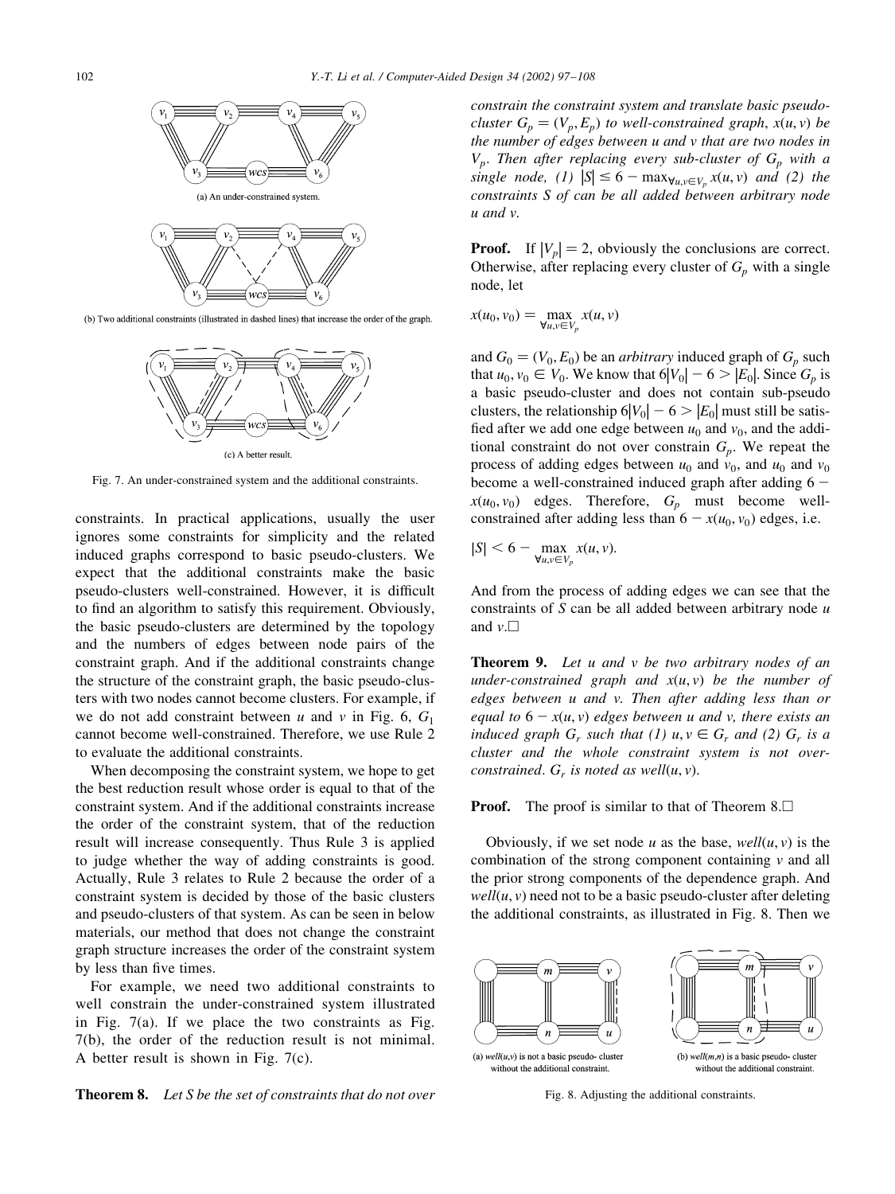(a) An under-constrained system.

(b) Two additional constraints (illustrated in dashed lines) that increase the order of the graph.

(c) A better result.

Fig. 7. An under-constrained system and the additional constraints.

constraints. In practical applications, usually the user ignores some constraints for simplicity and the related induced graphs correspond to basic pseudo-clusters. We expect that the additional constraints make the basic pseudo-clusters well-constrained. However, it is difficult to find an algorithm to satisfy this requirement. Obviously, the basic pseudo-clusters are determined by the topology and the numbers of edges between node pairs of the constraint graph. And if the additional constraints change the structure of the constraint graph, the basic pseudo-clusters with two nodes cannot become clusters. For example, if we do not add constraint between $u$ and $v$ in Fig. 6, $G_1$ cannot become well-constrained. Therefore, we use Rule 2 to evaluate the additional constraints.

When decomposing the constraint system, we hope to get the best reduction result whose order is equal to that of the constraint system. And if the additional constraints increase the order of the constraint system, that of the reduction result will increase consequently. Thus Rule 3 is applied to judge whether the way of adding constraints is good. Actually, Rule 3 relates to Rule 2 because the order of a constraint system is decided by those of the basic clusters and pseudo-clusters of that system. As can be seen in below materials, our method that does not change the constraint graph structure increases the order of the constraint system by less than five times.

For example, we need two additional constraints to well constrain the under-constrained system illustrated in Fig. 7(a). If we place the two constraints as Fig. 7(b), the order of the reduction result is not minimal. A better result is shown in Fig. 7(c).

**Theorem 8.** *Let S be the set of constraints that do not over constrain the constraint system and translate basic pseudo-cluster $G_p = (V_p, E_p)$ to well-constrained graph, $x(u, v)$ be the number of edges between u and v that are two nodes in $V_p$. Then after replacing every sub-cluster of $G_p$ with a single node, (1) $|S| \leq 6 - \max_{\forall u,v \in V_p} x(u, v)$ and (2) the constraints S of can be all added between arbitrary node u and v.*

**Proof.** If $|V_p| = 2$, obviously the conclusions are correct. Otherwise, after replacing every cluster of $G_p$ with a single node, let

$$x(u_0, v_0) = \max_{\forall u,v \in V_p} x(u, v)$$

and $G_0 = (V_0, E_0)$ be an *arbitrary* induced graph of $G_p$ such that $u_0, v_0 \in V_0$. We know that $6|V_0| - 6 > |E_0|$. Since $G_p$ is a basic pseudo-cluster and does not contain sub-pseudo clusters, the relationship $6|V_0| - 6 > |E_0|$ must still be satisfied after we add one edge between $u_0$ and $v_0$, and the additional constraint do not over constrain $G_p$. We repeat the process of adding edges between $u_0$ and $v_0$, and $u_0$ and $v_0$ become a well-constrained induced graph after adding $6 - x(u_0, v_0)$ edges. Therefore, $G_p$ must become well-constrained after adding less than $6 - x(u_0, v_0)$ edges, i.e.

$$|S| < 6 - \max_{\forall u,v \in V_p} x(u, v).$$

And from the process of adding edges we can see that the constraints of $S$ can be all added between arbitrary node $u$ and $v$. □

**Theorem 9.** *Let u and v be two arbitrary nodes of an under-constrained graph and $x(u, v)$ be the number of edges between u and v. Then after adding less than or equal to $6 - x(u, v)$ edges between u and v, there exists an induced graph $G_r$ such that (1) $u, v \in G_r$ and (2) $G_r$ is a cluster and the whole constraint system is not over-constrained. $G_r$ is noted as $well(u, v)$.*

**Proof.** The proof is similar to that of Theorem 8. □

Obviously, if we set node $u$ as the base, $well(u, v)$ is the combination of the strong component containing $v$ and all the prior strong components of the dependence graph. And $well(u, v)$ need not to be a basic pseudo-cluster after deleting the additional constraints, as illustrated in Fig. 8. Then we

(a) $well(u,v)$ is not a basic pseudo-cluster without the additional constraint.

(b) $well(m,n)$ is a basic pseudo-cluster without the additional constraint.

Fig. 8. Adjusting the additional constraints.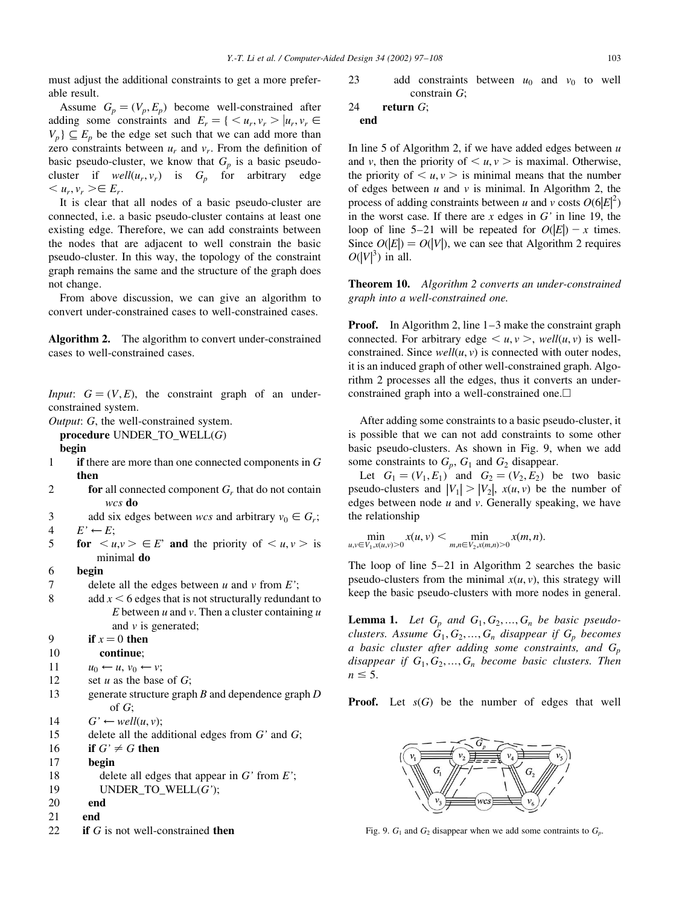must adjust the additional constraints to get a more preferable result.

Assume $G_p = (V_p, E_p)$ become well-constrained after adding some constraints and $E_r = \{ <u_r, v_r> | u_r, v_r \in V_p\} \subseteq E_p$ be the edge set such that we can add more than zero constraints between $u_r$ and $v_r$. From the definition of basic pseudo-cluster, we know that $G_p$ is a basic pseudo-cluster if $well(u_r, v_r)$ is $G_p$ for arbitrary edge $<u_r, v_r> \in E_r$.

It is clear that all nodes of a basic pseudo-cluster are connected, i.e. a basic pseudo-cluster contains at least one existing edge. Therefore, we can add constraints between the nodes that are adjacent to well constrain the basic pseudo-cluster. In this way, the topology of the constraint graph remains the same and the structure of the graph does not change.

From above discussion, we can give an algorithm to convert under-constrained cases to well-constrained cases.

**Algorithm 2.** The algorithm to convert under-constrained cases to well-constrained cases.

*Input*: $G = (V, E)$, the constraint graph of an under-constrained system.
*Output*: $G$, the well-constrained system.

```
   procedure UNDER_TO_WELL(G)
   begin
1    if there are more than one connected components in G then
2      for all connected component G_r that do not contain wcs do
3        add six edges between wcs and arbitrary v_0 ∈ G_r;
4    E' ← E;
5    for <u,v> ∈ E' and the priority of <u,v> is minimal do
6    begin
7      delete all the edges between u and v from E';
8      add x < 6 edges that is not structurally redundant to
           E between u and v. Then a cluster containing u
           and v is generated;
9      if x = 0 then
10       continue;
11     u_0 ← u, v_0 ← v;
12     set u as the base of G;
13     generate structure graph B and dependence graph D
           of G;
14     G' ← well(u, v);
15     delete all the additional edges from G' and G;
16     if G' ≠ G then
17     begin
18       delete all edges that appear in G' from E';
19       UNDER_TO_WELL(G');
20     end
21   end
22   if G is not well-constrained then
23     add constraints between u_0 and v_0 to well
           constrain G;
24   return G;
   end
```

In line 5 of Algorithm 2, if we have added edges between $u$ and $v$, then the priority of $<u, v>$ is maximal. Otherwise, the priority of $<u, v>$ is minimal means that the number of edges between $u$ and $v$ is minimal. In Algorithm 2, the process of adding constraints between $u$ and $v$ costs $O(6|E|^2)$ in the worst case. If there are $x$ edges in $G'$ in line 19, the loop of line 5–21 will be repeated for $O(|E|) - x$ times. Since $O(|E|) = O(|V|)$, we can see that Algorithm 2 requires $O(|V|^3)$ in all.

**Theorem 10.** *Algorithm 2 converts an under-constrained graph into a well-constrained one.*

**Proof.** In Algorithm 2, line 1–3 make the constraint graph connected. For arbitrary edge $<u, v>$, $well(u, v)$ is well-constrained. Since $well(u, v)$ is connected with outer nodes, it is an induced graph of other well-constrained graph. Algorithm 2 processes all the edges, thus it converts an under-constrained graph into a well-constrained one. □

After adding some constraints to a basic pseudo-cluster, it is possible that we can not add constraints to some other basic pseudo-clusters. As shown in Fig. 9, when we add some constraints to $G_p$, $G_1$ and $G_2$ disappear.

Let $G_1 = (V_1, E_1)$ and $G_2 = (V_2, E_2)$ be two basic pseudo-clusters and $|V_1| > |V_2|$, $x(u, v)$ be the number of edges between node $u$ and $v$. Generally speaking, we have the relationship

$$\min_{u,v \in V_1, x(u,v) > 0} x(u, v) < \min_{m,n \in V_2, x(m,n) > 0} x(m, n).$$

The loop of line 5–21 in Algorithm 2 searches the basic pseudo-clusters from the minimal $x(u, v)$, this strategy will keep the basic pseudo-clusters with more nodes in general.

**Lemma 1.** *Let $G_p$ and $G_1, G_2, \ldots, G_n$ be basic pseudo-clusters. Assume $G_1, G_2, \ldots, G_n$ disappear if $G_p$ becomes a basic cluster after adding some constraints, and $G_p$ disappear if $G_1, G_2, \ldots, G_n$ become basic clusters. Then $n \leq 5$.*

**Proof.** Let $s(G)$ be the number of edges that well

Fig. 9. $G_1$ and $G_2$ disappear when we add some contraints to $G_p$.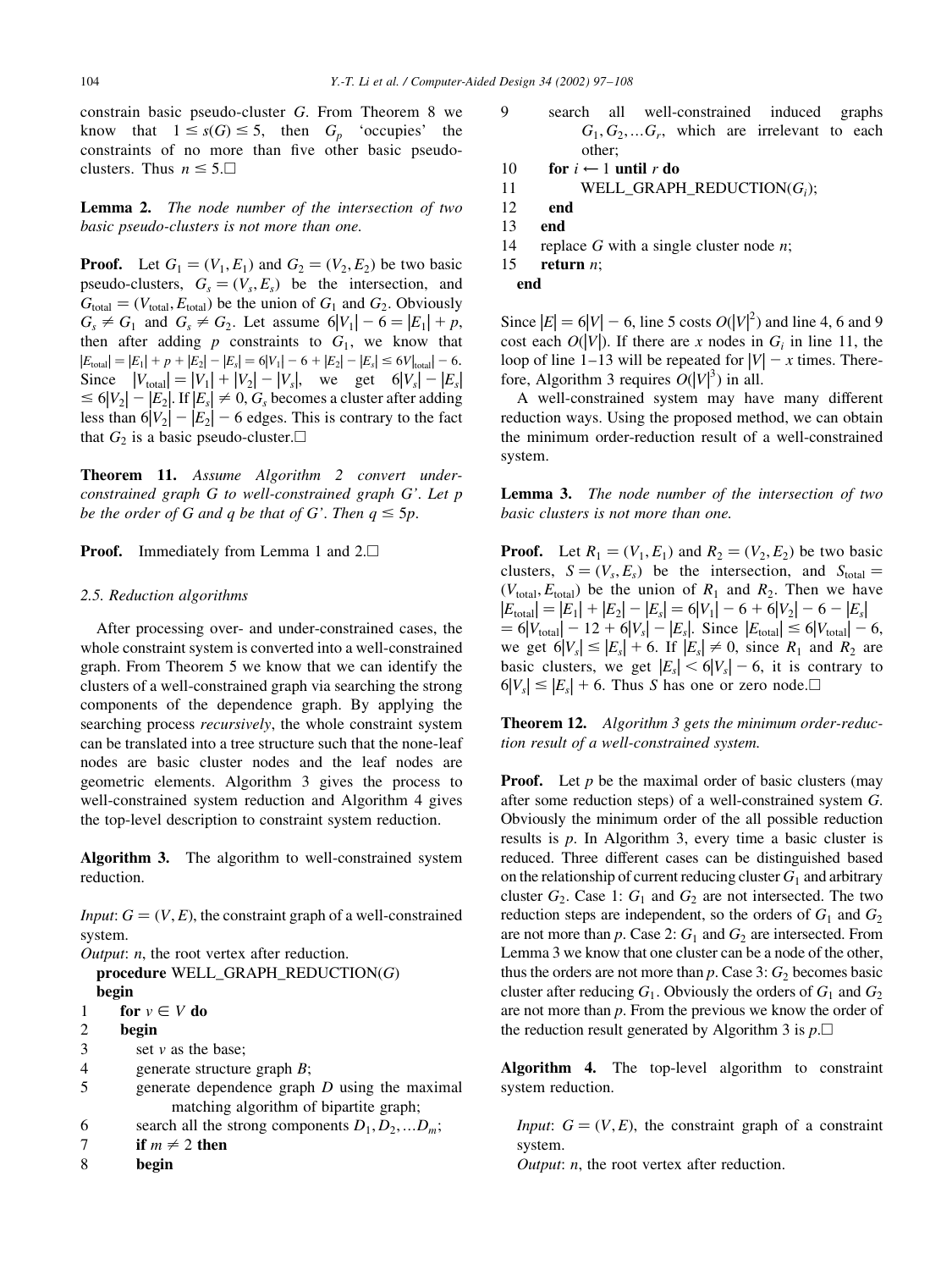constrain basic pseudo-cluster $G$. From Theorem 8 we know that $1 \le s(G) \le 5$, then $G_p$ 'occupies' the constraints of no more than five other basic pseudo-clusters. Thus $n \le 5$.□

**Lemma 2.** *The node number of the intersection of two basic pseudo-clusters is not more than one.*

**Proof.** Let $G_1 = (V_1, E_1)$ and $G_2 = (V_2, E_2)$ be two basic pseudo-clusters, $G_s = (V_s, E_s)$ be the intersection, and $G_{\text{total}} = (V_{\text{total}}, E_{\text{total}})$ be the union of $G_1$ and $G_2$. Obviously $G_s \ne G_1$ and $G_s \ne G_2$. Let assume $6|V_1| - 6 = |E_1| + p$, then after adding $p$ constraints to $G_1$, we know that $|E_{\text{total}}| = |E_1| + p + |E_2| - |E_s| = 6|V_1| - 6 + |E_2| - |E_s| \le 6V|_{\text{total}}| - 6$. Since $|V_{\text{total}}| = |V_1| + |V_2| - |V_s|$, we get $6|V_s| - |E_s| \le 6|V_2| - |E_2|$. If $|E_s| \ne 0$, $G_s$ becomes a cluster after adding less than $6|V_2| - |E_2| - 6$ edges. This is contrary to the fact that $G_2$ is a basic pseudo-cluster.□

**Theorem 11.** *Assume Algorithm 2 convert under-constrained graph G to well-constrained graph G'. Let p be the order of G and q be that of G'. Then $q \le 5p$.*

**Proof.** Immediately from Lemma 1 and 2.□

### 2.5. Reduction algorithms

After processing over- and under-constrained cases, the whole constraint system is converted into a well-constrained graph. From Theorem 5 we know that we can identify the clusters of a well-constrained graph via searching the strong components of the dependence graph. By applying the searching process *recursively*, the whole constraint system can be translated into a tree structure such that the none-leaf nodes are basic cluster nodes and the leaf nodes are geometric elements. Algorithm 3 gives the process to well-constrained system reduction and Algorithm 4 gives the top-level description to constraint system reduction.

**Algorithm 3.** The algorithm to well-constrained system reduction.

*Input*: $G = (V, E)$, the constraint graph of a well-constrained system.
*Output*: $n$, the root vertex after reduction.

```
   procedure WELL_GRAPH_REDUCTION(G)
   begin
1      for v ∈ V do
2      begin
3         set v as the base;
4         generate structure graph B;
5         generate dependence graph D using the maximal
              matching algorithm of bipartite graph;
6         search all the strong components D1, D2, ...Dm;
7         if m ≠ 2 then
8         begin
9            search all well-constrained induced graphs
             G1, G2, ...Gr, which are irrelevant to each
             other;
10           for i ← 1 until r do
11              WELL_GRAPH_REDUCTION(Gi);
12           end
13       end
14       replace G with a single cluster node n;
15       return n;
   end
```

Since $|E| = 6|V| - 6$, line 5 costs $O(|V|^2)$ and line 4, 6 and 9 cost each $O(|V|)$. If there are $x$ nodes in $G_i$ in line 11, the loop of line 1–13 will be repeated for $|V| - x$ times. Therefore, Algorithm 3 requires $O(|V|^3)$ in all.

A well-constrained system may have many different reduction ways. Using the proposed method, we can obtain the minimum order-reduction result of a well-constrained system.

**Lemma 3.** *The node number of the intersection of two basic clusters is not more than one.*

**Proof.** Let $R_1 = (V_1, E_1)$ and $R_2 = (V_2, E_2)$ be two basic clusters, $S = (V_s, E_s)$ be the intersection, and $S_{\text{total}} = (V_{\text{total}}, E_{\text{total}})$ be the union of $R_1$ and $R_2$. Then we have $|E_{\text{total}}| = |E_1| + |E_2| - |E_s| = 6|V_1| - 6 + 6|V_2| - 6 - |E_s| = 6|V_{\text{total}}| - 12 + 6|V_s| - |E_s|$. Since $|E_{\text{total}}| \le 6|V_{\text{total}}| - 6$, we get $6|V_s| \le |E_s| + 6$. If $|E_s| \ne 0$, since $R_1$ and $R_2$ are basic clusters, we get $|E_s| < 6|V_s| - 6$, it is contrary to $6|V_s| \le |E_s| + 6$. Thus $S$ has one or zero node.□

**Theorem 12.** *Algorithm 3 gets the minimum order-reduction result of a well-constrained system.*

**Proof.** Let $p$ be the maximal order of basic clusters (may after some reduction steps) of a well-constrained system $G$. Obviously the minimum order of the all possible reduction results is $p$. In Algorithm 3, every time a basic cluster is reduced. Three different cases can be distinguished based on the relationship of current reducing cluster $G_1$ and arbitrary cluster $G_2$. Case 1: $G_1$ and $G_2$ are not intersected. The two reduction steps are independent, so the orders of $G_1$ and $G_2$ are not more than $p$. Case 2: $G_1$ and $G_2$ are intersected. From Lemma 3 we know that one cluster can be a node of the other, thus the orders are not more than $p$. Case 3: $G_2$ becomes basic cluster after reducing $G_1$. Obviously the orders of $G_1$ and $G_2$ are not more than $p$. From the previous we know the order of the reduction result generated by Algorithm 3 is $p$.□

**Algorithm 4.** The top-level algorithm to constraint system reduction.

*Input*: $G = (V, E)$, the constraint graph of a constraint system.
*Output*: $n$, the root vertex after reduction.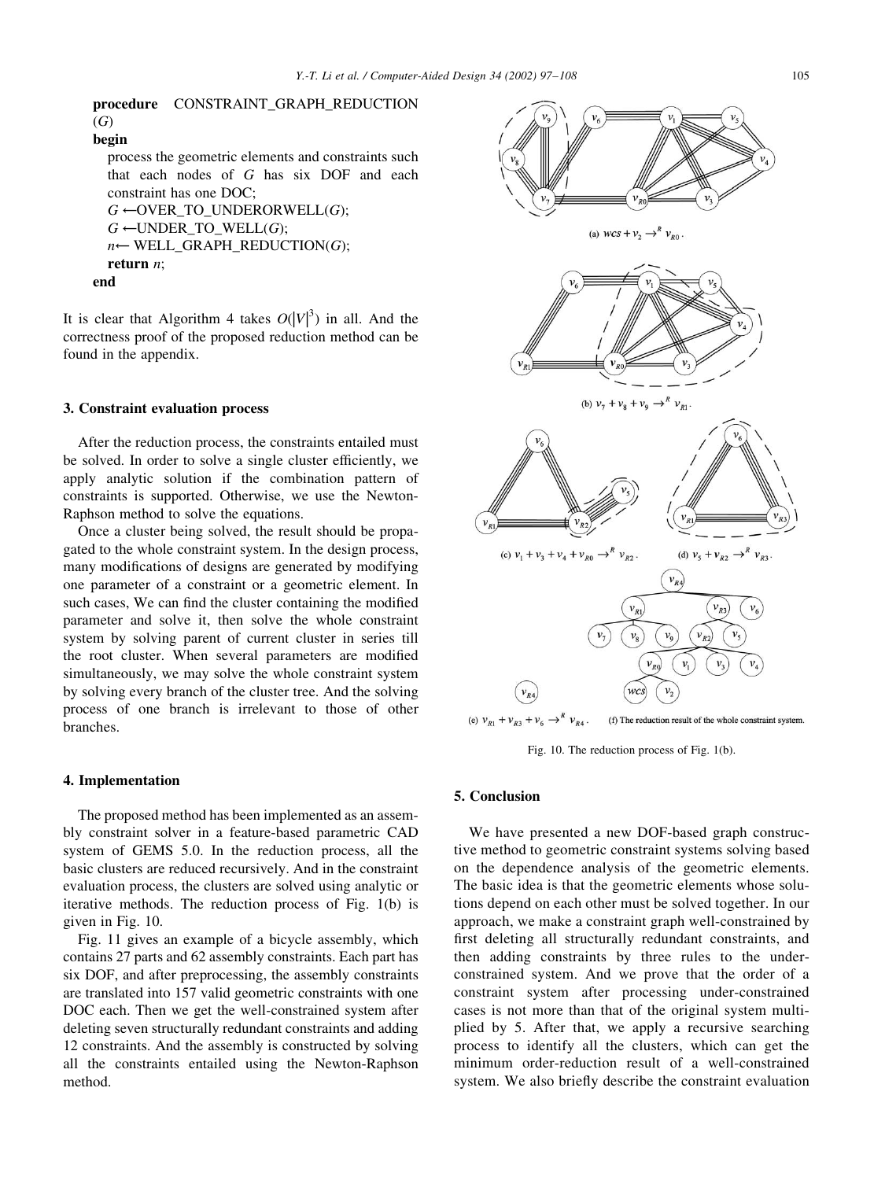```
procedure CONSTRAINT_GRAPH_REDUCTION (G)
begin
  process the geometric elements and constraints such
    that each nodes of G has six DOF and each
    constraint has one DOC;
  G ←OVER_TO_UNDERORWELL(G);
  G ←UNDER_TO_WELL(G);
  n← WELL_GRAPH_REDUCTION(G);
  return n;
end
```

It is clear that Algorithm 4 takes $O(|V|^3)$ in all. And the correctness proof of the proposed reduction method can be found in the appendix.

## 3. Constraint evaluation process

After the reduction process, the constraints entailed must be solved. In order to solve a single cluster efficiently, we apply analytic solution if the combination pattern of constraints is supported. Otherwise, we use the Newton-Raphson method to solve the equations.

Once a cluster being solved, the result should be propagated to the whole constraint system. In the design process, many modifications of designs are generated by modifying one parameter of a constraint or a geometric element. In such cases, We can find the cluster containing the modified parameter and solve it, then solve the whole constraint system by solving parent of current cluster in series till the root cluster. When several parameters are modified simultaneously, we may solve the whole constraint system by solving every branch of the cluster tree. And the solving process of one branch is irrelevant to those of other branches.

## 4. Implementation

The proposed method has been implemented as an assembly constraint solver in a feature-based parametric CAD system of GEMS 5.0. In the reduction process, all the basic clusters are reduced recursively. And in the constraint evaluation process, the clusters are solved using analytic or iterative methods. The reduction process of Fig. 1(b) is given in Fig. 10.

Fig. 11 gives an example of a bicycle assembly, which contains 27 parts and 62 assembly constraints. Each part has six DOF, and after preprocessing, the assembly constraints are translated into 157 valid geometric constraints with one DOC each. Then we get the well-constrained system after deleting seven structurally redundant constraints and adding 12 constraints. And the assembly is constructed by solving all the constraints entailed using the Newton-Raphson method.

(a) $wcs + v_2 \rightarrow^R v_{R0}$.

(b) $v_7 + v_8 + v_9 \rightarrow^R v_{R1}$.

(c) $v_1 + v_3 + v_4 + v_{R0} \rightarrow^R v_{R2}$.

(d) $v_5 + v_{R2} \rightarrow^R v_{R3}$.

(e) $v_{R1} + v_{R3} + v_6 \rightarrow^R v_{R4}$.

(f) The reduction result of the whole constraint system.

Fig. 10. The reduction process of Fig. 1(b).

## 5. Conclusion

We have presented a new DOF-based graph constructive method to geometric constraint systems solving based on the dependence analysis of the geometric elements. The basic idea is that the geometric elements whose solutions depend on each other must be solved together. In our approach, we make a constraint graph well-constrained by first deleting all structurally redundant constraints, and then adding constraints by three rules to the under-constrained system. And we prove that the order of a constraint system after processing under-constrained cases is not more than that of the original system multiplied by 5. After that, we apply a recursive searching process to identify all the clusters, which can get the minimum order-reduction result of a well-constrained system. We also briefly describe the constraint evaluation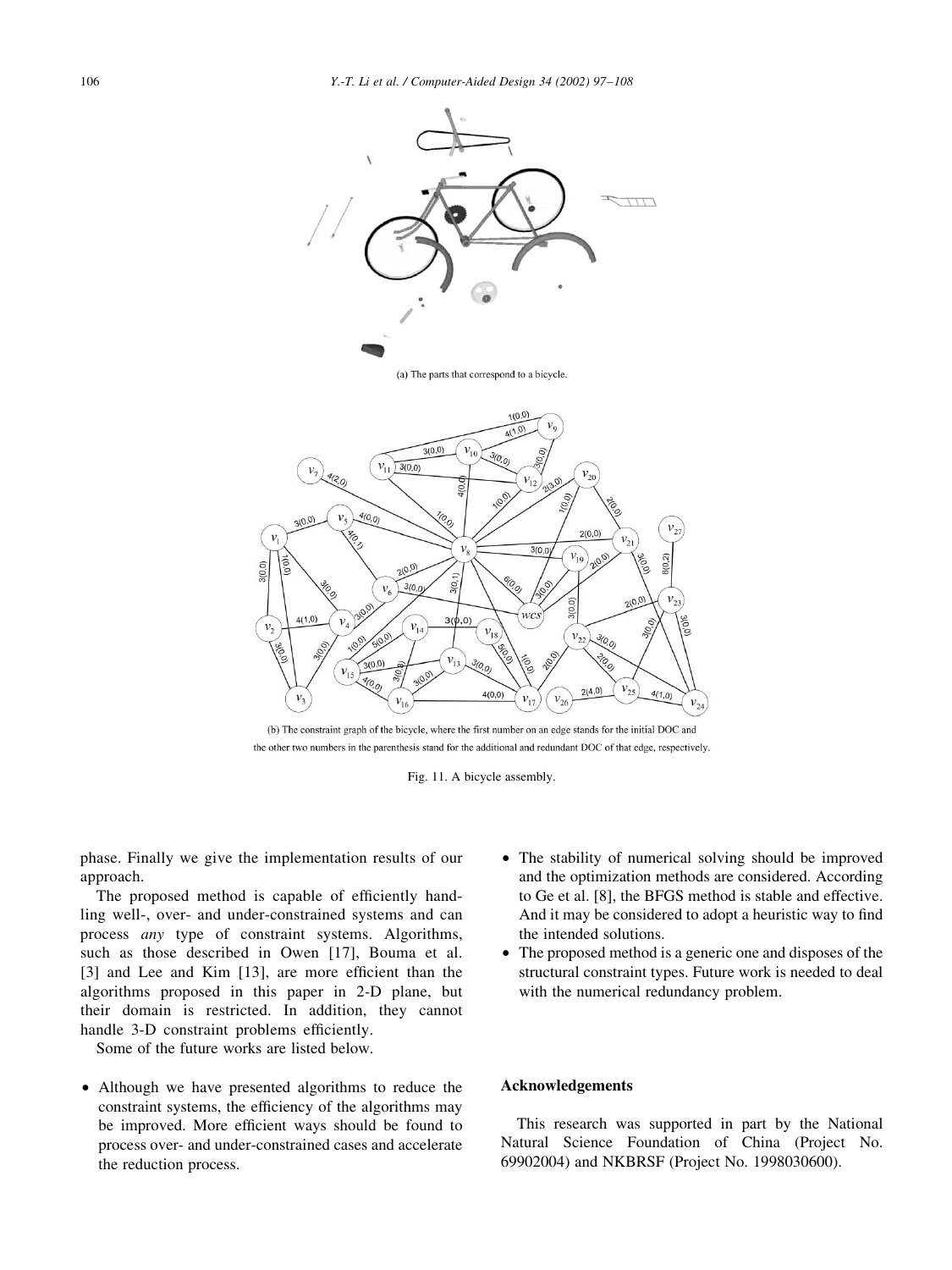(a) The parts that correspond to a bicycle.

(b) The constraint graph of the bicycle, where the first number on an edge stands for the initial DOC and the other two numbers in the parenthesis stand for the additional and redundant DOC of that edge, respectively.

Fig. 11. A bicycle assembly.

phase. Finally we give the implementation results of our approach.

The proposed method is capable of efficiently handling well-, over- and under-constrained systems and can process *any* type of constraint systems. Algorithms, such as those described in Owen [17], Bouma et al. [3] and Lee and Kim [13], are more efficient than the algorithms proposed in this paper in 2-D plane, but their domain is restricted. In addition, they cannot handle 3-D constraint problems efficiently.

Some of the future works are listed below.

- Although we have presented algorithms to reduce the constraint systems, the efficiency of the algorithms may be improved. More efficient ways should be found to process over- and under-constrained cases and accelerate the reduction process.
- The stability of numerical solving should be improved and the optimization methods are considered. According to Ge et al. [8], the BFGS method is stable and effective. And it may be considered to adopt a heuristic way to find the intended solutions.
- The proposed method is a generic one and disposes of the structural constraint types. Future work is needed to deal with the numerical redundancy problem.

## Acknowledgements

This research was supported in part by the National Natural Science Foundation of China (Project No. 69902004) and NKBRSF (Project No. 1998030600).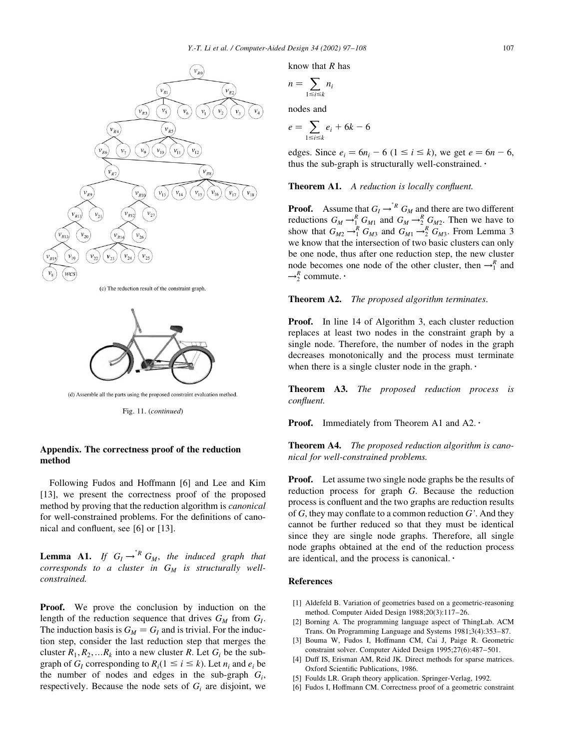(c) The reduction result of the constraint graph.

(d) Assemble all the parts using the proposed constraint evaluation method.

Fig. 11. (*continued*)

## Appendix. The correctness proof of the reduction method

Following Fudos and Hoffmann [6] and Lee and Kim [13], we present the correctness proof of the proposed method by proving that the reduction algorithm is *canonical* for well-constrained problems. For the definitions of canonical and confluent, see [6] or [13].

**Lemma A1.** *If $G_I \rightarrow^{*R} G_M$, the induced graph that corresponds to a cluster in $G_M$ is structurally well-constrained.*

**Proof.** We prove the conclusion by induction on the length of the reduction sequence that drives $G_M$ from $G_I$. The induction basis is $G_M = G_I$ and is trivial. For the induction step, consider the last reduction step that merges the cluster $R_1, R_2, \ldots R_k$ into a new cluster $R$. Let $G_i$ be the sub-graph of $G_I$ corresponding to $R_i (1 \leq i \leq k)$. Let $n_i$ and $e_i$ be the number of nodes and edges in the sub-graph $G_i$, respectively. Because the node sets of $G_i$ are disjoint, we know that $R$ has

$$n = \sum_{1 \leq i \leq k} n_i$$

nodes and

$$e = \sum_{1 \leq i \leq k} e_i + 6k - 6$$

edges. Since $e_i = 6n_i - 6$ $(1 \leq i \leq k)$, we get $e = 6n - 6$, thus the sub-graph is structurally well-constrained. ·

**Theorem A1.** *A reduction is locally confluent.*

**Proof.** Assume that $G_I \rightarrow^{*R} G_M$ and there are two different reductions $G_M \rightarrow_1^R G_{M1}$ and $G_M \rightarrow_2^R G_{M2}$. Then we have to show that $G_{M2} \rightarrow_1^R G_{M3}$ and $G_{M1} \rightarrow_2^R G_{M3}$. From Lemma 3 we know that the intersection of two basic clusters can only be one node, thus after one reduction step, the new cluster node becomes one node of the other cluster, then $\rightarrow_1^R$ and $\rightarrow_2^R$ commute. ·

**Theorem A2.** *The proposed algorithm terminates.*

**Proof.** In line 14 of Algorithm 3, each cluster reduction replaces at least two nodes in the constraint graph by a single node. Therefore, the number of nodes in the graph decreases monotonically and the process must terminate when there is a single cluster node in the graph. ·

**Theorem A3.** *The proposed reduction process is confluent.*

**Proof.** Immediately from Theorem A1 and A2. ·

**Theorem A4.** *The proposed reduction algorithm is canonical for well-constrained problems.*

**Proof.** Let assume two single node graphs be the results of reduction process for graph $G$. Because the reduction process is confluent and the two graphs are reduction results of $G$, they may conflate to a common reduction $G'$. And they cannot be further reduced so that they must be identical since they are single node graphs. Therefore, all single node graphs obtained at the end of the reduction process are identical, and the process is canonical. ·

## References

[1] Aldefeld B. Variation of geometries based on a geometric-reasoning method. Computer Aided Design 1988;20(3):117–26.

[2] Borning A. The programming language aspect of ThingLab. ACM Trans. On Programming Language and Systems 1981;3(4):353–87.

[3] Bouma W, Fudos I, Hoffmann CM, Cai J, Paige R. Geometric constraint solver. Computer Aided Design 1995;27(6):487–501.

[4] Duff IS, Erisman AM, Reid JK. Direct methods for sparse matrices. Oxford Scientific Publications, 1986.

[5] Foulds LR. Graph theory application. Springer-Verlag, 1992.

[6] Fudos I, Hoffmann CM. Correctness proof of a geometric constraint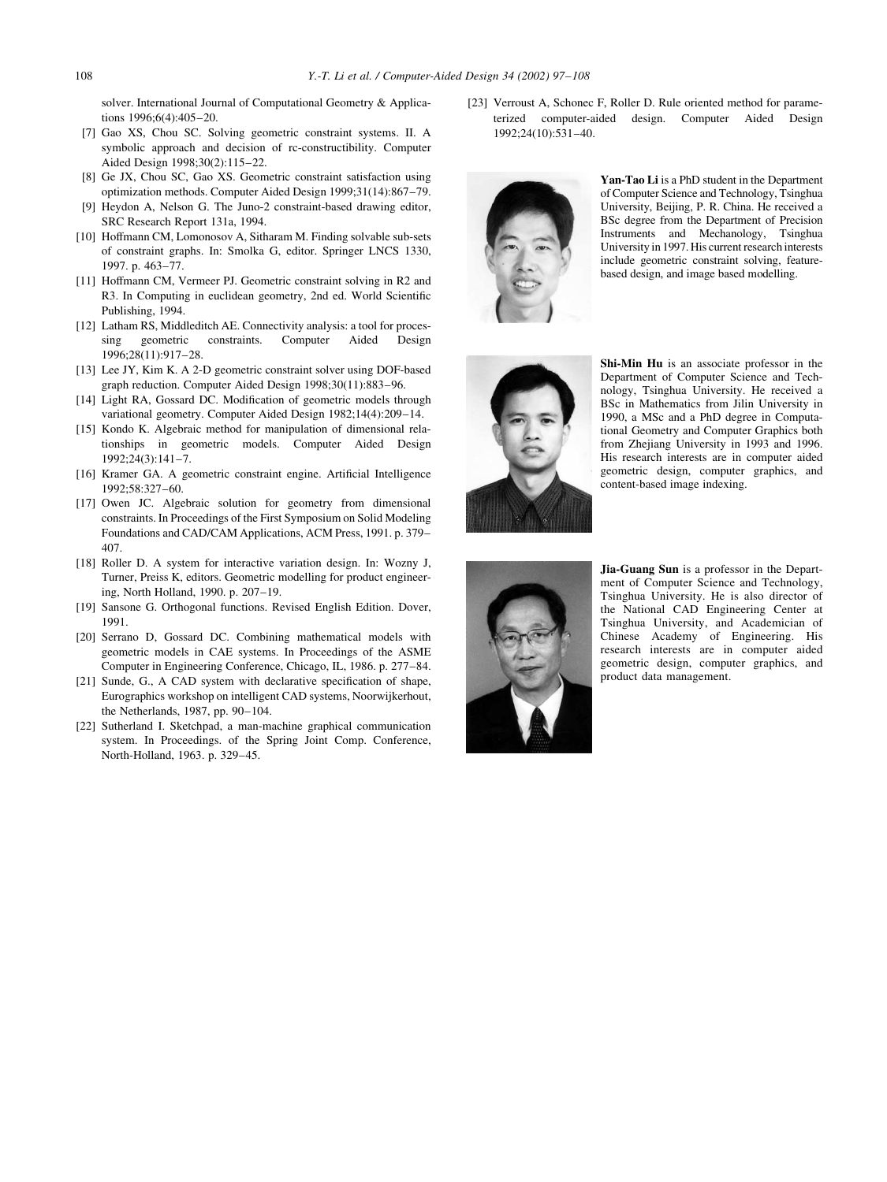solver. International Journal of Computational Geometry & Applications 1996;6(4):405–20.

[7] Gao XS, Chou SC. Solving geometric constraint systems. II. A symbolic approach and decision of rc-constructibility. Computer Aided Design 1998;30(2):115–22.

[8] Ge JX, Chou SC, Gao XS. Geometric constraint satisfaction using optimization methods. Computer Aided Design 1999;31(14):867–79.

[9] Heydon A, Nelson G. The Juno-2 constraint-based drawing editor, SRC Research Report 131a, 1994.

[10] Hoffmann CM, Lomonosov A, Sitharam M. Finding solvable sub-sets of constraint graphs. In: Smolka G, editor. Springer LNCS 1330, 1997. p. 463–77.

[11] Hoffmann CM, Vermeer PJ. Geometric constraint solving in R2 and R3. In Computing in euclidean geometry, 2nd ed. World Scientific Publishing, 1994.

[12] Latham RS, Middleditch AE. Connectivity analysis: a tool for processing geometric constraints. Computer Aided Design 1996;28(11):917–28.

[13] Lee JY, Kim K. A 2-D geometric constraint solver using DOF-based graph reduction. Computer Aided Design 1998;30(11):883–96.

[14] Light RA, Gossard DC. Modification of geometric models through variational geometry. Computer Aided Design 1982;14(4):209–14.

[15] Kondo K. Algebraic method for manipulation of dimensional relationships in geometric models. Computer Aided Design 1992;24(3):141–7.

[16] Kramer GA. A geometric constraint engine. Artificial Intelligence 1992;58:327–60.

[17] Owen JC. Algebraic solution for geometry from dimensional constraints. In Proceedings of the First Symposium on Solid Modeling Foundations and CAD/CAM Applications, ACM Press, 1991. p. 379–407.

[18] Roller D. A system for interactive variation design. In: Wozny J, Turner, Preiss K, editors. Geometric modelling for product engineering, North Holland, 1990. p. 207–19.

[19] Sansone G. Orthogonal functions. Revised English Edition. Dover, 1991.

[20] Serrano D, Gossard DC. Combining mathematical models with geometric models in CAE systems. In Proceedings of the ASME Computer in Engineering Conference, Chicago, IL, 1986. p. 277–84.

[21] Sunde, G., A CAD system with declarative specification of shape, Eurographics workshop on intelligent CAD systems, Noorwijkerhout, the Netherlands, 1987, pp. 90–104.

[22] Sutherland I. Sketchpad, a man-machine graphical communication system. In Proceedings. of the Spring Joint Comp. Conference, North-Holland, 1963. p. 329–45.

[23] Verroust A, Schonec F, Roller D. Rule oriented method for parameterized computer-aided design. Computer Aided Design 1992;24(10):531–40.

**Yan-Tao Li** is a PhD student in the Department of Computer Science and Technology, Tsinghua University, Beijing, P. R. China. He received a BSc degree from the Department of Precision Instruments and Mechanology, Tsinghua University in 1997. His current research interests include geometric constraint solving, feature-based design, and image based modelling.

**Shi-Min Hu** is an associate professor in the Department of Computer Science and Technology, Tsinghua University. He received a BSc in Mathematics from Jilin University in 1990, a MSc and a PhD degree in Computational Geometry and Computer Graphics both from Zhejiang University in 1993 and 1996. His research interests are in computer aided geometric design, computer graphics, and content-based image indexing.

**Jia-Guang Sun** is a professor in the Department of Computer Science and Technology, Tsinghua University. He is also director of the National CAD Engineering Center at Tsinghua University, and Academician of Chinese Academy of Engineering. His research interests are in computer aided geometric design, computer graphics, and product data management.